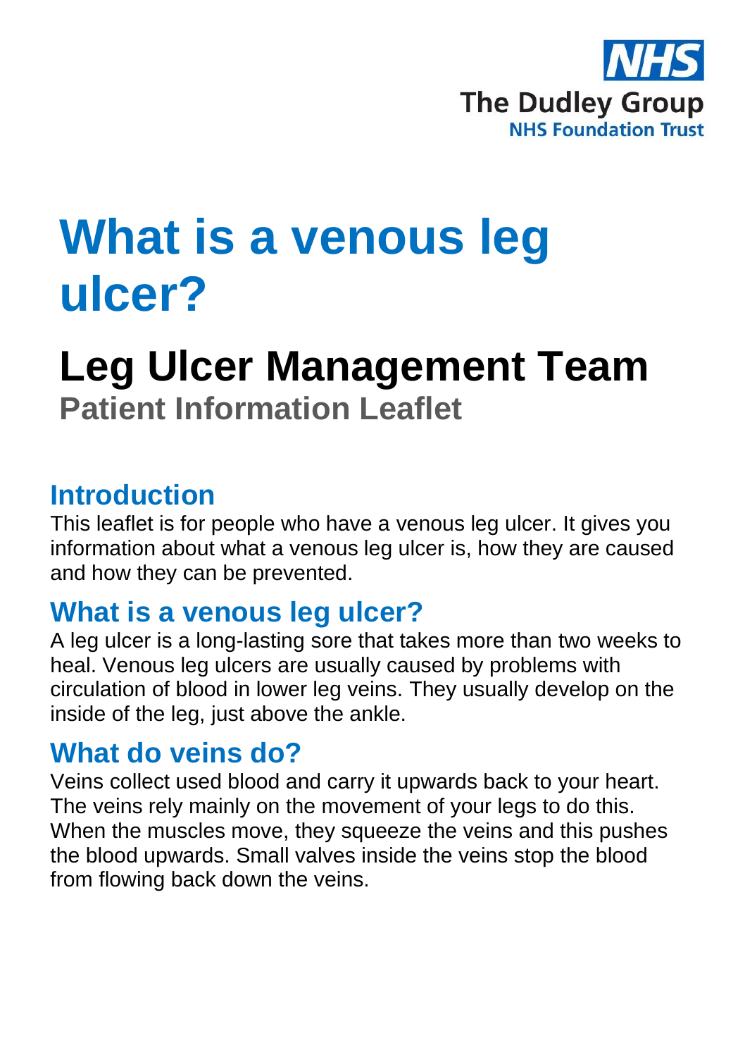NHS

The Dudley Group
NHS Foundation Trust

# What is a venous leg ulcer?

## Leg Ulcer Management Team

**Patient Information Leaflet**

## Introduction

This leaflet is for people who have a venous leg ulcer. It gives you information about what a venous leg ulcer is, how they are caused and how they can be prevented.

## What is a venous leg ulcer?

A leg ulcer is a long-lasting sore that takes more than two weeks to heal. Venous leg ulcers are usually caused by problems with circulation of blood in lower leg veins. They usually develop on the inside of the leg, just above the ankle.

## What do veins do?

Veins collect used blood and carry it upwards back to your heart. The veins rely mainly on the movement of your legs to do this. When the muscles move, they squeeze the veins and this pushes the blood upwards. Small valves inside the veins stop the blood from flowing back down the veins.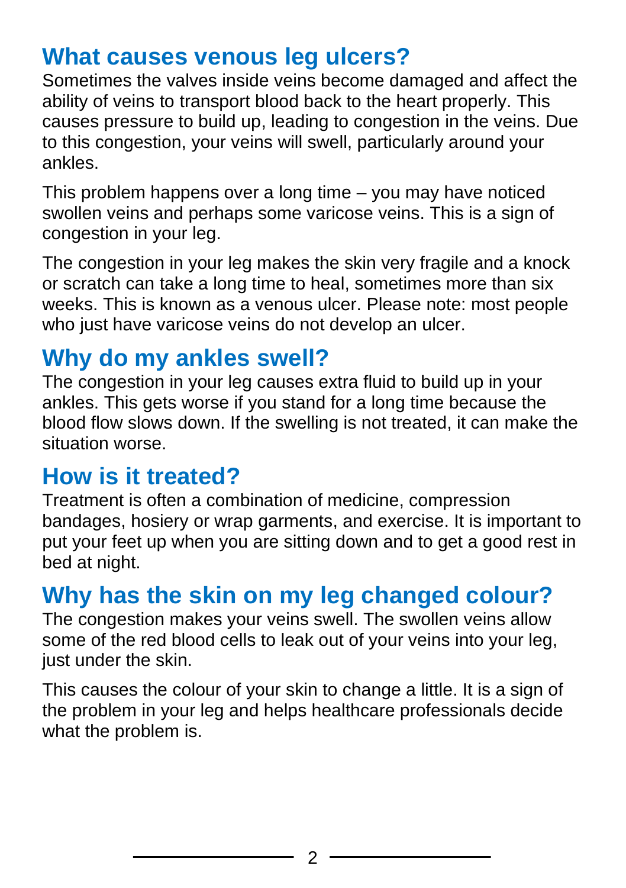## What causes venous leg ulcers?

Sometimes the valves inside veins become damaged and affect the ability of veins to transport blood back to the heart properly. This causes pressure to build up, leading to congestion in the veins. Due to this congestion, your veins will swell, particularly around your ankles.

This problem happens over a long time – you may have noticed swollen veins and perhaps some varicose veins. This is a sign of congestion in your leg.

The congestion in your leg makes the skin very fragile and a knock or scratch can take a long time to heal, sometimes more than six weeks. This is known as a venous ulcer. Please note: most people who just have varicose veins do not develop an ulcer.

## Why do my ankles swell?

The congestion in your leg causes extra fluid to build up in your ankles. This gets worse if you stand for a long time because the blood flow slows down. If the swelling is not treated, it can make the situation worse.

## How is it treated?

Treatment is often a combination of medicine, compression bandages, hosiery or wrap garments, and exercise. It is important to put your feet up when you are sitting down and to get a good rest in bed at night.

## Why has the skin on my leg changed colour?

The congestion makes your veins swell. The swollen veins allow some of the red blood cells to leak out of your veins into your leg, just under the skin.

This causes the colour of your skin to change a little. It is a sign of the problem in your leg and helps healthcare professionals decide what the problem is.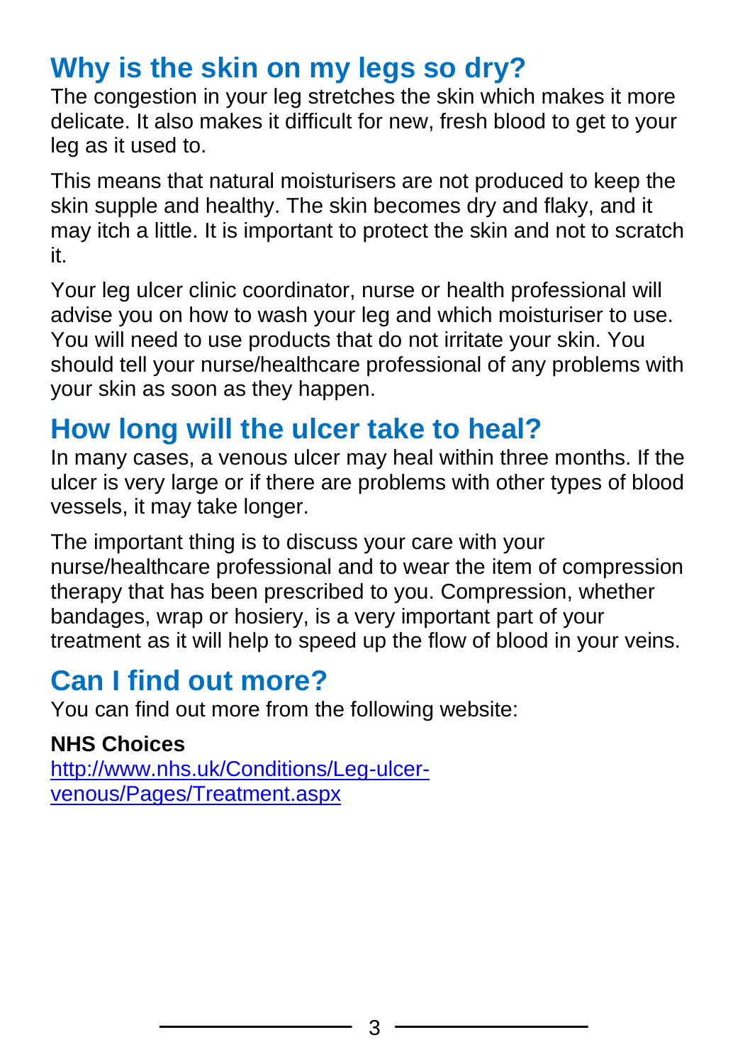## Why is the skin on my legs so dry?

The congestion in your leg stretches the skin which makes it more delicate. It also makes it difficult for new, fresh blood to get to your leg as it used to.

This means that natural moisturisers are not produced to keep the skin supple and healthy. The skin becomes dry and flaky, and it may itch a little. It is important to protect the skin and not to scratch it.

Your leg ulcer clinic coordinator, nurse or health professional will advise you on how to wash your leg and which moisturiser to use. You will need to use products that do not irritate your skin. You should tell your nurse/healthcare professional of any problems with your skin as soon as they happen.

## How long will the ulcer take to heal?

In many cases, a venous ulcer may heal within three months. If the ulcer is very large or if there are problems with other types of blood vessels, it may take longer.

The important thing is to discuss your care with your nurse/healthcare professional and to wear the item of compression therapy that has been prescribed to you. Compression, whether bandages, wrap or hosiery, is a very important part of your treatment as it will help to speed up the flow of blood in your veins.

## Can I find out more?

You can find out more from the following website:

**NHS Choices**
[http://www.nhs.uk/Conditions/Leg-ulcer-venous/Pages/Treatment.aspx](http://www.nhs.uk/Conditions/Leg-ulcer-venous/Pages/Treatment.aspx)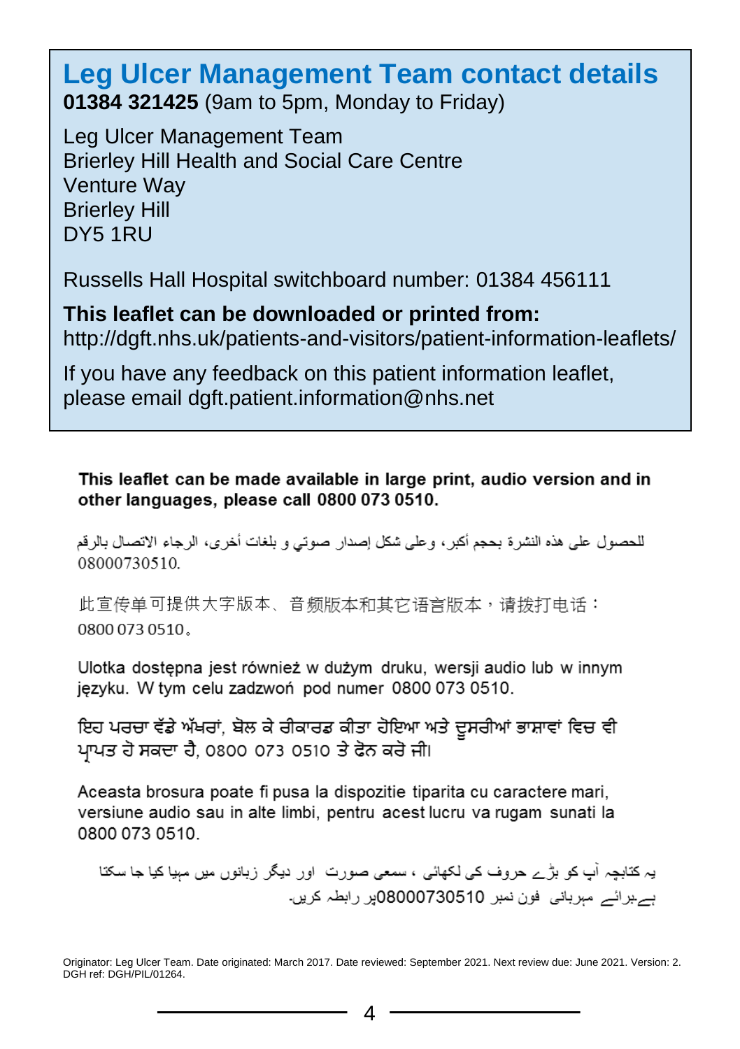## Leg Ulcer Management Team contact details

**01384 321425** (9am to 5pm, Monday to Friday)

Leg Ulcer Management Team
Brierley Hill Health and Social Care Centre
Venture Way
Brierley Hill
DY5 1RU

Russells Hall Hospital switchboard number: 01384 456111

**This leaflet can be downloaded or printed from:**
http://dgft.nhs.uk/patients-and-visitors/patient-information-leaflets/

If you have any feedback on this patient information leaflet, please email dgft.patient.information@nhs.net

**This leaflet can be made available in large print, audio version and in other languages, please call 0800 073 0510.**

للحصول على هذه النشرة بحجم أكبر، وعلى شكل إصدار صوتي و بلغات أخرى، الرجاء الاتصال بالرقم 08000730510.

此宣传单可提供大字版本、音频版本和其它语言版本，请拨打电话：0800 073 0510。

Ulotka dostępna jest również w dużym druku, wersji audio lub w innym języku. W tym celu zadzwoń pod numer 0800 073 0510.

ਇਹ ਪਰਚਾ ਵੱਡੇ ਅੱਖਰਾਂ, ਬੋਲ ਕੇ ਰੀਕਾਰਡ ਕੀਤਾ ਹੋਇਆ ਅਤੇ ਦੂਸਰੀਆਂ ਭਾਸ਼ਾਵਾਂ ਵਿਚ ਵੀ ਪ੍ਰਾਪਤ ਹੋ ਸਕਦਾ ਹੈ, 0800 073 0510 ਤੇ ਫੋਨ ਕਰੋ ਜੀ।

Aceasta brosura poate fi pusa la dispozitie tiparita cu caractere mari, versiune audio sau in alte limbi, pentru acest lucru va rugam sunati la 0800 073 0510.

یہ کتابچہ آپ کو بڑے حروف کی لکھائی ، سمعی صورت اور دیگر زبانوں میں مہیا کیا جا سکتا ہے۔برائے مہربانی فون نمبر 08000730510پر رابطہ کریں۔

Originator: Leg Ulcer Team. Date originated: March 2017. Date reviewed: September 2021. Next review due: June 2021. Version: 2. DGH ref: DGH/PIL/01264.